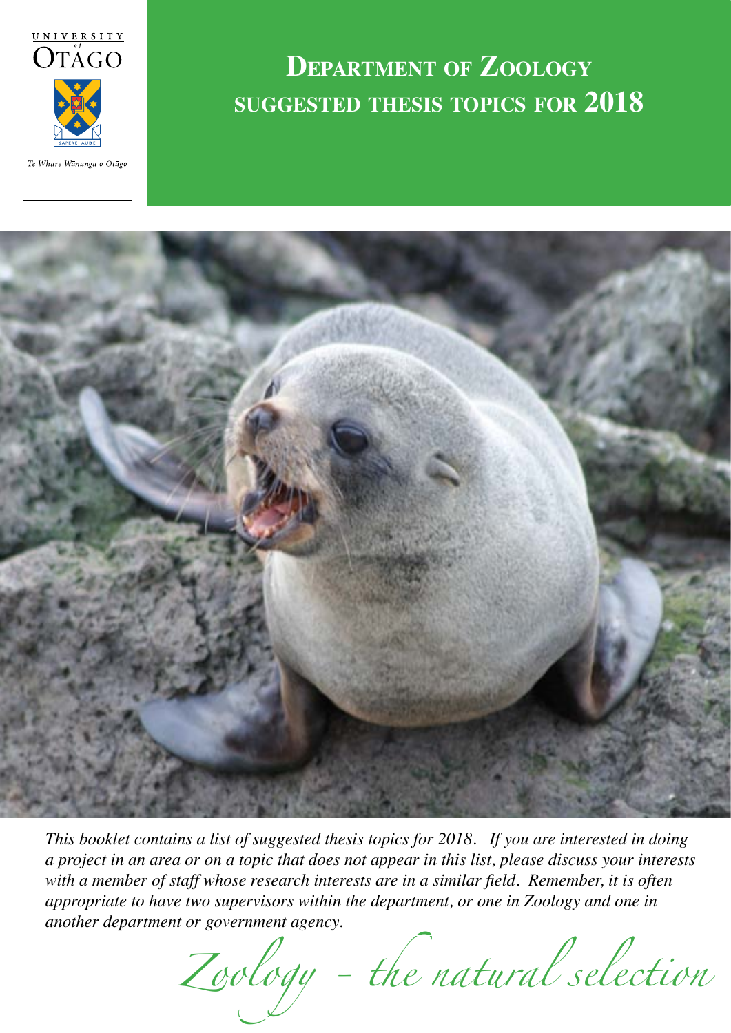UNIVERSITY of OTAGO

*Te Whare Wānanga o Otāgo*

# Department of Zoology suggested thesis topics for 2018

*This booklet contains a list of suggested thesis topics for 2018. If you are interested in doing a project in an area or on a topic that does not appear in this list, please discuss your interests with a member of staff whose research interests are in a similar field. Remember, it is often appropriate to have two supervisors within the department, or one in Zoology and one in another department or government agency.*

*Zoology - the natural selection*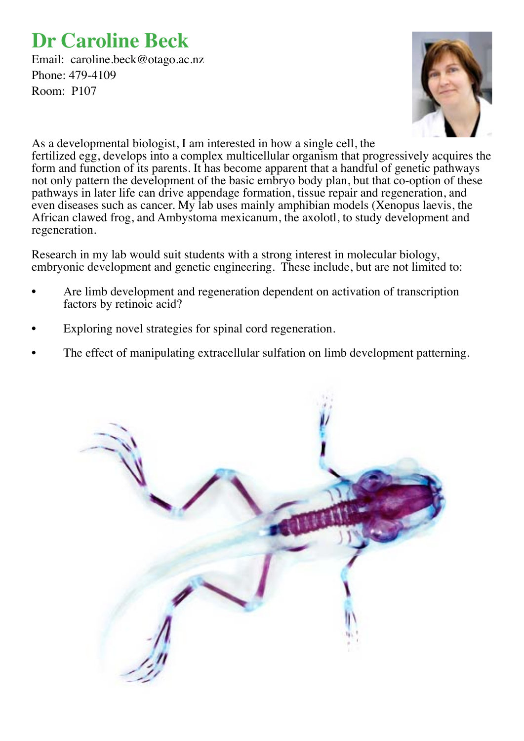# Dr Caroline Beck

Email: caroline.beck@otago.ac.nz
Phone: 479-4109
Room: P107

As a developmental biologist, I am interested in how a single cell, the fertilized egg, develops into a complex multicellular organism that progressively acquires the form and function of its parents. It has become apparent that a handful of genetic pathways not only pattern the development of the basic embryo body plan, but that co-option of these pathways in later life can drive appendage formation, tissue repair and regeneration, and even diseases such as cancer. My lab uses mainly amphibian models (Xenopus laevis, the African clawed frog, and Ambystoma mexicanum, the axolotl, to study development and regeneration.

Research in my lab would suit students with a strong interest in molecular biology, embryonic development and genetic engineering. These include, but are not limited to:

- Are limb development and regeneration dependent on activation of transcription factors by retinoic acid?
- Exploring novel strategies for spinal cord regeneration.
- The effect of manipulating extracellular sulfation on limb development patterning.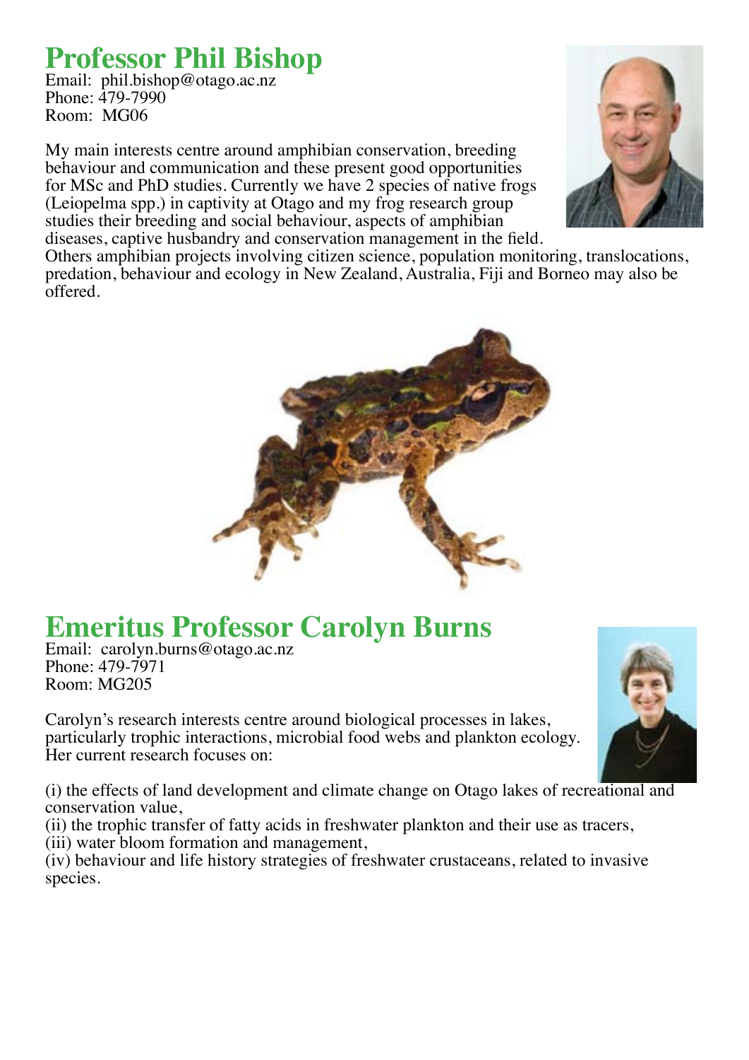# Professor Phil Bishop

Email: phil.bishop@otago.ac.nz
Phone: 479-7990
Room: MG06

My main interests centre around amphibian conservation, breeding behaviour and communication and these present good opportunities for MSc and PhD studies. Currently we have 2 species of native frogs (Leiopelma spp.) in captivity at Otago and my frog research group studies their breeding and social behaviour, aspects of amphibian diseases, captive husbandry and conservation management in the field. Others amphibian projects involving citizen science, population monitoring, translocations, predation, behaviour and ecology in New Zealand, Australia, Fiji and Borneo may also be offered.

# Emeritus Professor Carolyn Burns

Email: carolyn.burns@otago.ac.nz
Phone: 479-7971
Room: MG205

Carolyn's research interests centre around biological processes in lakes, particularly trophic interactions, microbial food webs and plankton ecology. Her current research focuses on:

(i) the effects of land development and climate change on Otago lakes of recreational and conservation value,
(ii) the trophic transfer of fatty acids in freshwater plankton and their use as tracers,
(iii) water bloom formation and management,
(iv) behaviour and life history strategies of freshwater crustaceans, related to invasive species.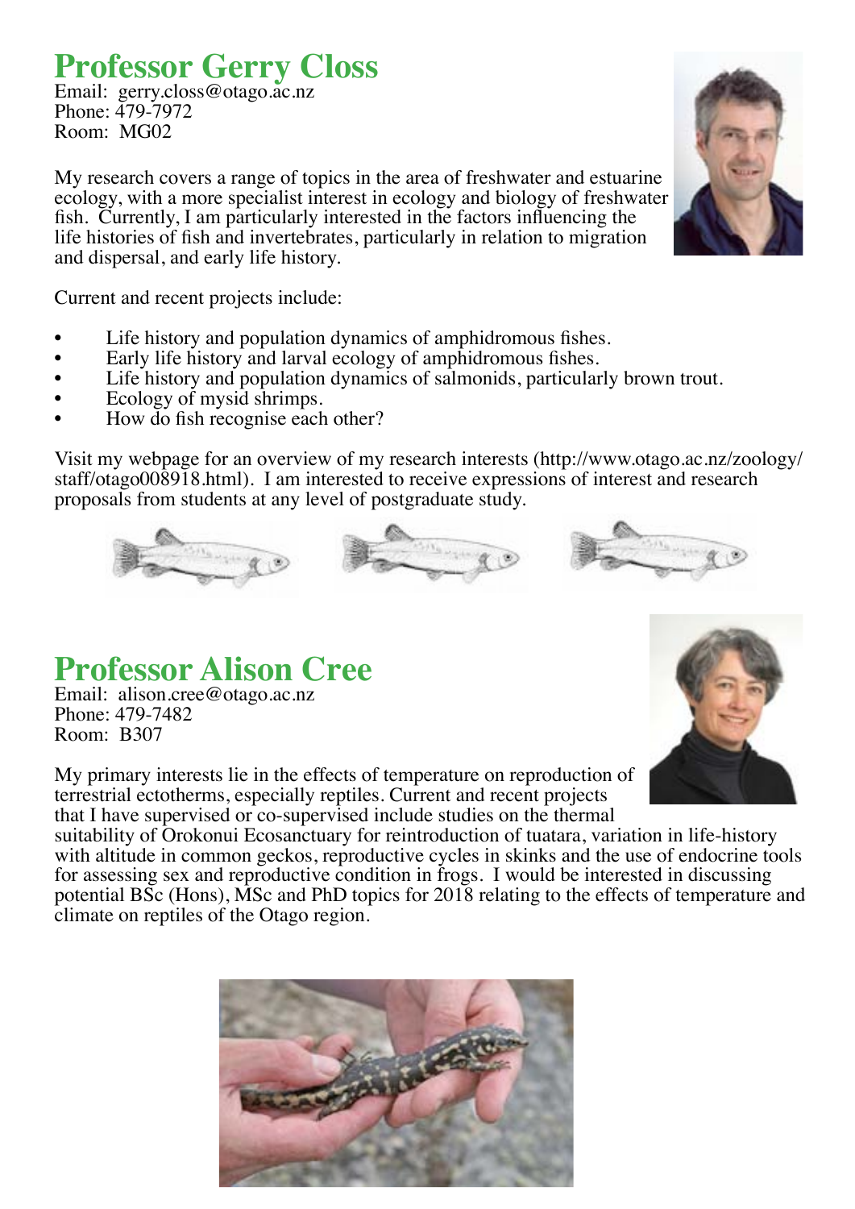# Professor Gerry Closs

Email: gerry.closs@otago.ac.nz
Phone: 479-7972
Room: MG02

My research covers a range of topics in the area of freshwater and estuarine ecology, with a more specialist interest in ecology and biology of freshwater fish. Currently, I am particularly interested in the factors influencing the life histories of fish and invertebrates, particularly in relation to migration and dispersal, and early life history.

Current and recent projects include:

- Life history and population dynamics of amphidromous fishes.
- Early life history and larval ecology of amphidromous fishes.
- Life history and population dynamics of salmonids, particularly brown trout.
- Ecology of mysid shrimps.
- How do fish recognise each other?

Visit my webpage for an overview of my research interests (http://www.otago.ac.nz/zoology/staff/otago008918.html). I am interested to receive expressions of interest and research proposals from students at any level of postgraduate study.

# Professor Alison Cree

Email: alison.cree@otago.ac.nz
Phone: 479-7482
Room: B307

My primary interests lie in the effects of temperature on reproduction of terrestrial ectotherms, especially reptiles. Current and recent projects that I have supervised or co-supervised include studies on the thermal suitability of Orokonui Ecosanctuary for reintroduction of tuatara, variation in life-history with altitude in common geckos, reproductive cycles in skinks and the use of endocrine tools for assessing sex and reproductive condition in frogs. I would be interested in discussing potential BSc (Hons), MSc and PhD topics for 2018 relating to the effects of temperature and climate on reptiles of the Otago region.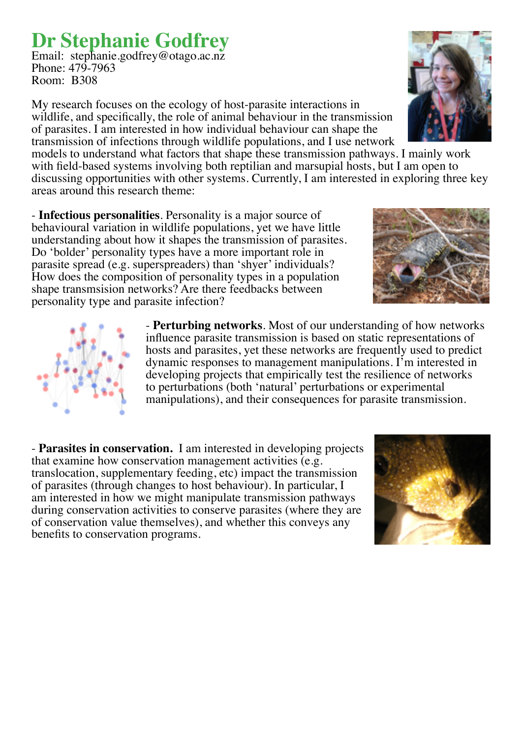# Dr Stephanie Godfrey

Email: stephanie.godfrey@otago.ac.nz
Phone: 479-7963
Room: B308

My research focuses on the ecology of host-parasite interactions in wildlife, and specifically, the role of animal behaviour in the transmission of parasites. I am interested in how individual behaviour can shape the transmission of infections through wildlife populations, and I use network models to understand what factors that shape these transmission pathways. I mainly work with field-based systems involving both reptilian and marsupial hosts, but I am open to discussing opportunities with other systems. Currently, I am interested in exploring three key areas around this research theme:

- **Infectious personalities**. Personality is a major source of behavioural variation in wildlife populations, yet we have little understanding about how it shapes the transmission of parasites. Do 'bolder' personality types have a more important role in parasite spread (e.g. superspreaders) than 'shyer' individuals? How does the composition of personality types in a population shape transmsision networks? Are there feedbacks between personality type and parasite infection?

- **Perturbing networks**. Most of our understanding of how networks influence parasite transmission is based on static representations of hosts and parasites, yet these networks are frequently used to predict dynamic responses to management manipulations. I'm interested in developing projects that empirically test the resilience of networks to perturbations (both 'natural' perturbations or experimental manipulations), and their consequences for parasite transmission.

- **Parasites in conservation.** I am interested in developing projects that examine how conservation management activities (e.g. translocation, supplementary feeding, etc) impact the transmission of parasites (through changes to host behaviour). In particular, I am interested in how we might manipulate transmission pathways during conservation activities to conserve parasites (where they are of conservation value themselves), and whether this conveys any benefits to conservation programs.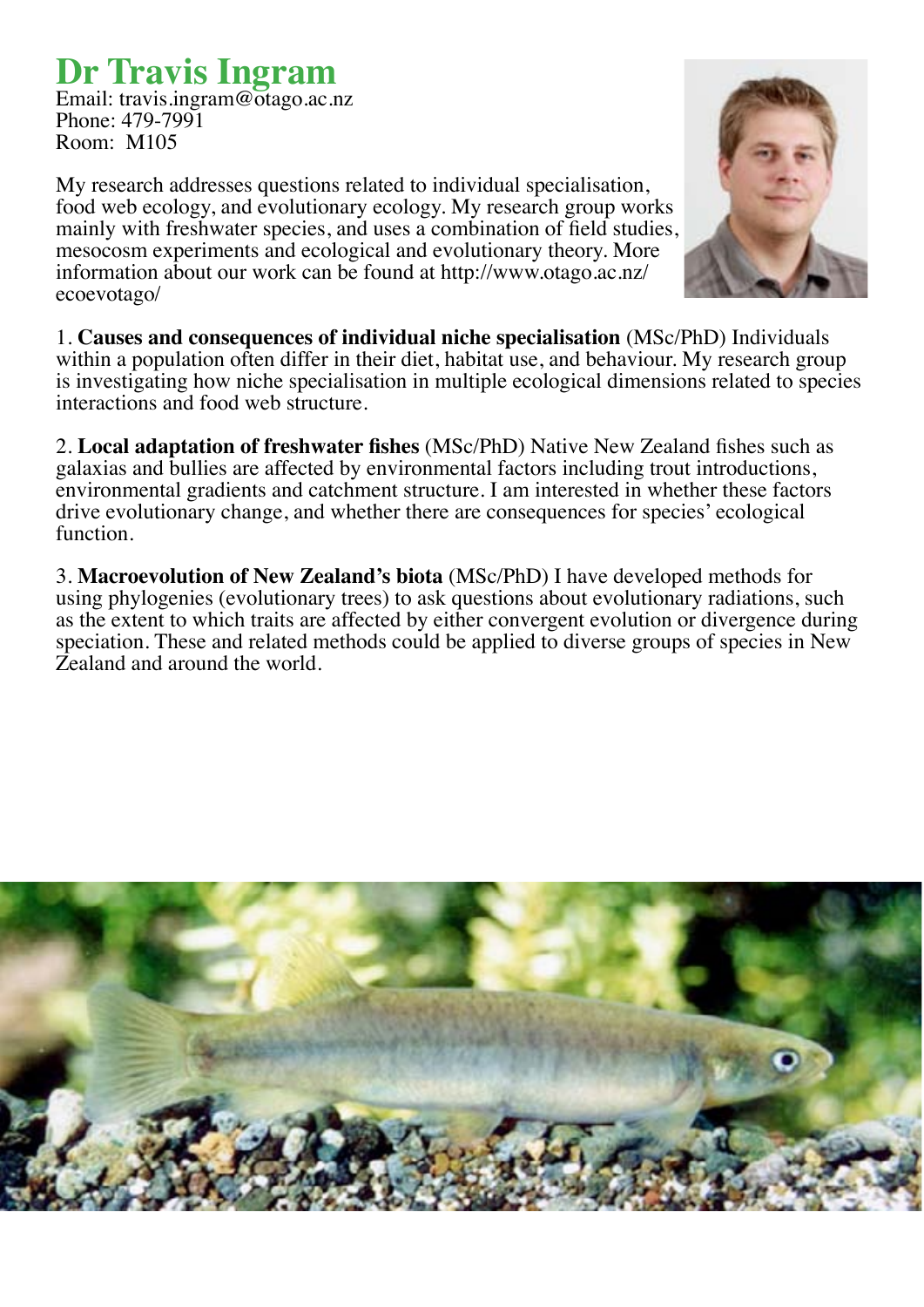# Dr Travis Ingram

Email: travis.ingram@otago.ac.nz
Phone: 479-7991
Room: M105

My research addresses questions related to individual specialisation, food web ecology, and evolutionary ecology. My research group works mainly with freshwater species, and uses a combination of field studies, mesocosm experiments and ecological and evolutionary theory. More information about our work can be found at http://www.otago.ac.nz/ecoevotago/

1. **Causes and consequences of individual niche specialisation** (MSc/PhD) Individuals within a population often differ in their diet, habitat use, and behaviour. My research group is investigating how niche specialisation in multiple ecological dimensions related to species interactions and food web structure.

2. **Local adaptation of freshwater fishes** (MSc/PhD) Native New Zealand fishes such as galaxias and bullies are affected by environmental factors including trout introductions, environmental gradients and catchment structure. I am interested in whether these factors drive evolutionary change, and whether there are consequences for species' ecological function.

3. **Macroevolution of New Zealand's biota** (MSc/PhD) I have developed methods for using phylogenies (evolutionary trees) to ask questions about evolutionary radiations, such as the extent to which traits are affected by either convergent evolution or divergence during speciation. These and related methods could be applied to diverse groups of species in New Zealand and around the world.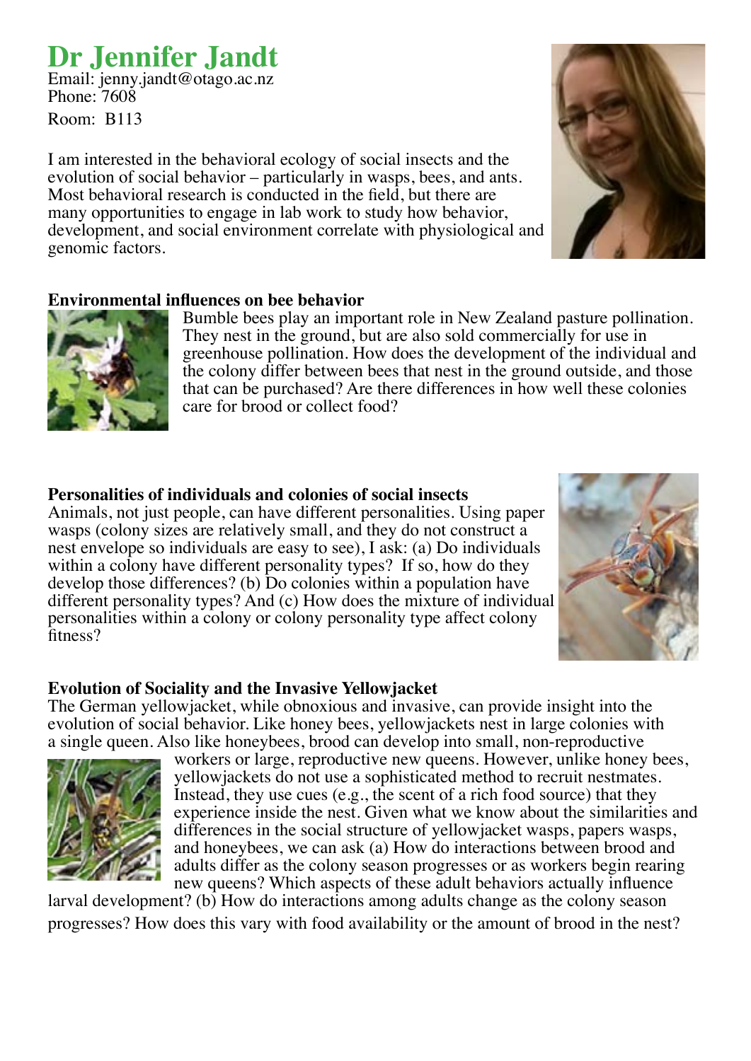# Dr Jennifer Jandt

Email: jenny.jandt@otago.ac.nz
Phone: 7608
Room: B113

I am interested in the behavioral ecology of social insects and the evolution of social behavior – particularly in wasps, bees, and ants. Most behavioral research is conducted in the field, but there are many opportunities to engage in lab work to study how behavior, development, and social environment correlate with physiological and genomic factors.

**Environmental influences on bee behavior**

Bumble bees play an important role in New Zealand pasture pollination. They nest in the ground, but are also sold commercially for use in greenhouse pollination. How does the development of the individual and the colony differ between bees that nest in the ground outside, and those that can be purchased? Are there differences in how well these colonies care for brood or collect food?

**Personalities of individuals and colonies of social insects**

Animals, not just people, can have different personalities. Using paper wasps (colony sizes are relatively small, and they do not construct a nest envelope so individuals are easy to see), I ask: (a) Do individuals within a colony have different personality types? If so, how do they develop those differences? (b) Do colonies within a population have different personality types? And (c) How does the mixture of individual personalities within a colony or colony personality type affect colony fitness?

**Evolution of Sociality and the Invasive Yellowjacket**

The German yellowjacket, while obnoxious and invasive, can provide insight into the evolution of social behavior. Like honey bees, yellowjackets nest in large colonies with a single queen. Also like honeybees, brood can develop into small, non-reproductive workers or large, reproductive new queens. However, unlike honey bees, yellowjackets do not use a sophisticated method to recruit nestmates. Instead, they use cues (e.g., the scent of a rich food source) that they experience inside the nest. Given what we know about the similarities and differences in the social structure of yellowjacket wasps, papers wasps, and honeybees, we can ask (a) How do interactions between brood and adults differ as the colony season progresses or as workers begin rearing new queens? Which aspects of these adult behaviors actually influence larval development? (b) How do interactions among adults change as the colony season progresses? How does this vary with food availability or the amount of brood in the nest?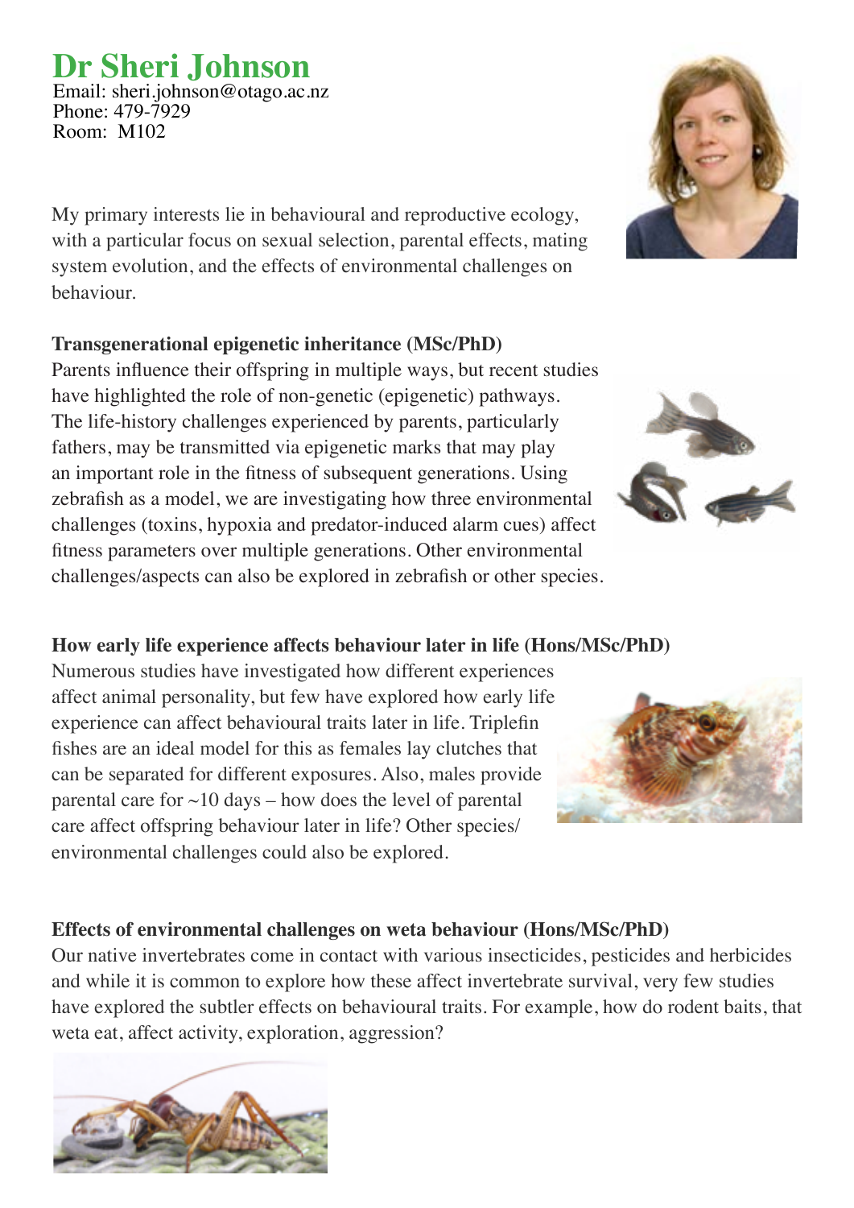# Dr Sheri Johnson

Email: sheri.johnson@otago.ac.nz
Phone: 479-7929
Room: M102

My primary interests lie in behavioural and reproductive ecology, with a particular focus on sexual selection, parental effects, mating system evolution, and the effects of environmental challenges on behaviour.

**Transgenerational epigenetic inheritance (MSc/PhD)**

Parents influence their offspring in multiple ways, but recent studies have highlighted the role of non-genetic (epigenetic) pathways. The life-history challenges experienced by parents, particularly fathers, may be transmitted via epigenetic marks that may play an important role in the fitness of subsequent generations. Using zebrafish as a model, we are investigating how three environmental challenges (toxins, hypoxia and predator-induced alarm cues) affect fitness parameters over multiple generations. Other environmental challenges/aspects can also be explored in zebrafish or other species.

**How early life experience affects behaviour later in life (Hons/MSc/PhD)**

Numerous studies have investigated how different experiences affect animal personality, but few have explored how early life experience can affect behavioural traits later in life. Triplefin fishes are an ideal model for this as females lay clutches that can be separated for different exposures. Also, males provide parental care for ~10 days – how does the level of parental care affect offspring behaviour later in life? Other species/environmental challenges could also be explored.

**Effects of environmental challenges on weta behaviour (Hons/MSc/PhD)**

Our native invertebrates come in contact with various insecticides, pesticides and herbicides and while it is common to explore how these affect invertebrate survival, very few studies have explored the subtler effects on behavioural traits. For example, how do rodent baits, that weta eat, affect activity, exploration, aggression?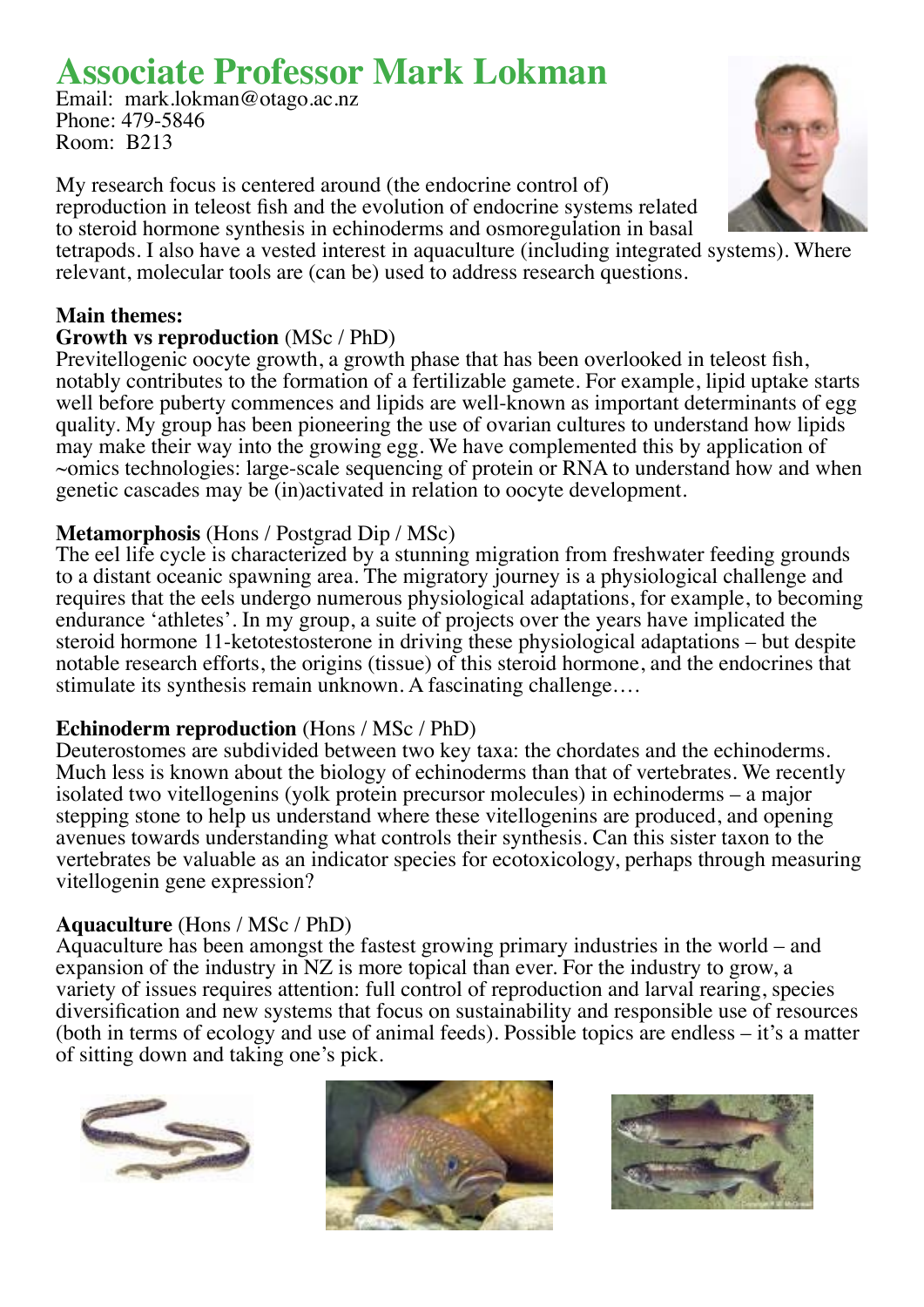# Associate Professor Mark Lokman

Email: mark.lokman@otago.ac.nz
Phone: 479-5846
Room: B213

My research focus is centered around (the endocrine control of) reproduction in teleost fish and the evolution of endocrine systems related to steroid hormone synthesis in echinoderms and osmoregulation in basal tetrapods. I also have a vested interest in aquaculture (including integrated systems). Where relevant, molecular tools are (can be) used to address research questions.

**Main themes:**

**Growth vs reproduction** (MSc / PhD)
Previtellogenic oocyte growth, a growth phase that has been overlooked in teleost fish, notably contributes to the formation of a fertilizable gamete. For example, lipid uptake starts well before puberty commences and lipids are well-known as important determinants of egg quality. My group has been pioneering the use of ovarian cultures to understand how lipids may make their way into the growing egg. We have complemented this by application of ~omics technologies: large-scale sequencing of protein or RNA to understand how and when genetic cascades may be (in)activated in relation to oocyte development.

**Metamorphosis** (Hons / Postgrad Dip / MSc)
The eel life cycle is characterized by a stunning migration from freshwater feeding grounds to a distant oceanic spawning area. The migratory journey is a physiological challenge and requires that the eels undergo numerous physiological adaptations, for example, to becoming endurance 'athletes'. In my group, a suite of projects over the years have implicated the steroid hormone 11-ketotestosterone in driving these physiological adaptations – but despite notable research efforts, the origins (tissue) of this steroid hormone, and the endocrines that stimulate its synthesis remain unknown. A fascinating challenge….

**Echinoderm reproduction** (Hons / MSc / PhD)
Deuterostomes are subdivided between two key taxa: the chordates and the echinoderms. Much less is known about the biology of echinoderms than that of vertebrates. We recently isolated two vitellogenins (yolk protein precursor molecules) in echinoderms – a major stepping stone to help us understand where these vitellogenins are produced, and opening avenues towards understanding what controls their synthesis. Can this sister taxon to the vertebrates be valuable as an indicator species for ecotoxicology, perhaps through measuring vitellogenin gene expression?

**Aquaculture** (Hons / MSc / PhD)
Aquaculture has been amongst the fastest growing primary industries in the world – and expansion of the industry in NZ is more topical than ever. For the industry to grow, a variety of issues requires attention: full control of reproduction and larval rearing, species diversification and new systems that focus on sustainability and responsible use of resources (both in terms of ecology and use of animal feeds). Possible topics are endless – it's a matter of sitting down and taking one's pick.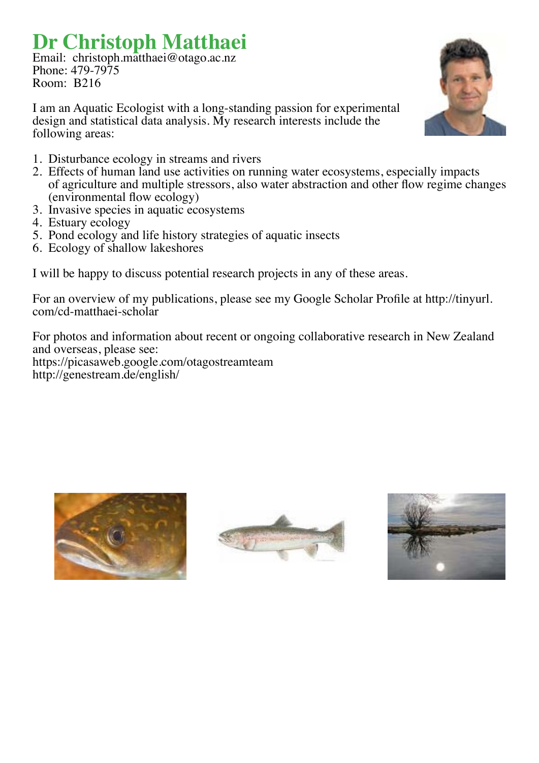# Dr Christoph Matthaei

Email: christoph.matthaei@otago.ac.nz
Phone: 479-7975
Room: B216

I am an Aquatic Ecologist with a long-standing passion for experimental design and statistical data analysis. My research interests include the following areas:

1. Disturbance ecology in streams and rivers
2. Effects of human land use activities on running water ecosystems, especially impacts of agriculture and multiple stressors, also water abstraction and other flow regime changes (environmental flow ecology)
3. Invasive species in aquatic ecosystems
4. Estuary ecology
5. Pond ecology and life history strategies of aquatic insects
6. Ecology of shallow lakeshores

I will be happy to discuss potential research projects in any of these areas.

For an overview of my publications, please see my Google Scholar Profile at http://tinyurl.com/cd-matthaei-scholar

For photos and information about recent or ongoing collaborative research in New Zealand and overseas, please see:
https://picasaweb.google.com/otagostreamteam
http://genestream.de/english/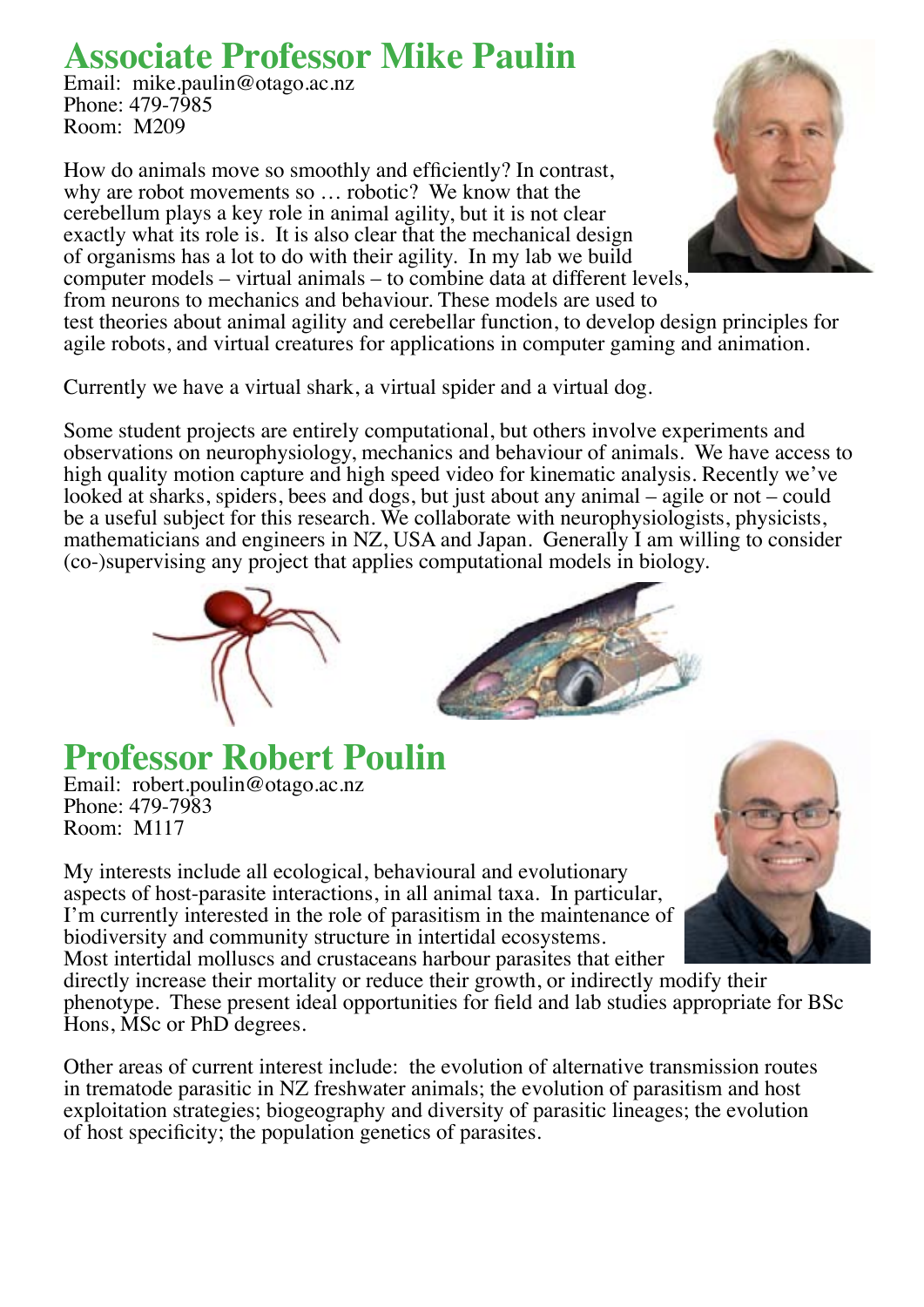# Associate Professor Mike Paulin

Email: mike.paulin@otago.ac.nz
Phone: 479-7985
Room: M209

How do animals move so smoothly and efficiently? In contrast, why are robot movements so … robotic? We know that the cerebellum plays a key role in animal agility, but it is not clear exactly what its role is. It is also clear that the mechanical design of organisms has a lot to do with their agility. In my lab we build computer models – virtual animals – to combine data at different levels, from neurons to mechanics and behaviour. These models are used to test theories about animal agility and cerebellar function, to develop design principles for agile robots, and virtual creatures for applications in computer gaming and animation.

Currently we have a virtual shark, a virtual spider and a virtual dog.

Some student projects are entirely computational, but others involve experiments and observations on neurophysiology, mechanics and behaviour of animals. We have access to high quality motion capture and high speed video for kinematic analysis. Recently we've looked at sharks, spiders, bees and dogs, but just about any animal – agile or not – could be a useful subject for this research. We collaborate with neurophysiologists, physicists, mathematicians and engineers in NZ, USA and Japan. Generally I am willing to consider (co-)supervising any project that applies computational models in biology.

# Professor Robert Poulin

Email: robert.poulin@otago.ac.nz
Phone: 479-7983
Room: M117

My interests include all ecological, behavioural and evolutionary aspects of host-parasite interactions, in all animal taxa. In particular, I'm currently interested in the role of parasitism in the maintenance of biodiversity and community structure in intertidal ecosystems. Most intertidal molluscs and crustaceans harbour parasites that either directly increase their mortality or reduce their growth, or indirectly modify their phenotype. These present ideal opportunities for field and lab studies appropriate for BSc Hons, MSc or PhD degrees.

Other areas of current interest include: the evolution of alternative transmission routes in trematode parasitic in NZ freshwater animals; the evolution of parasitism and host exploitation strategies; biogeography and diversity of parasitic lineages; the evolution of host specificity; the population genetics of parasites.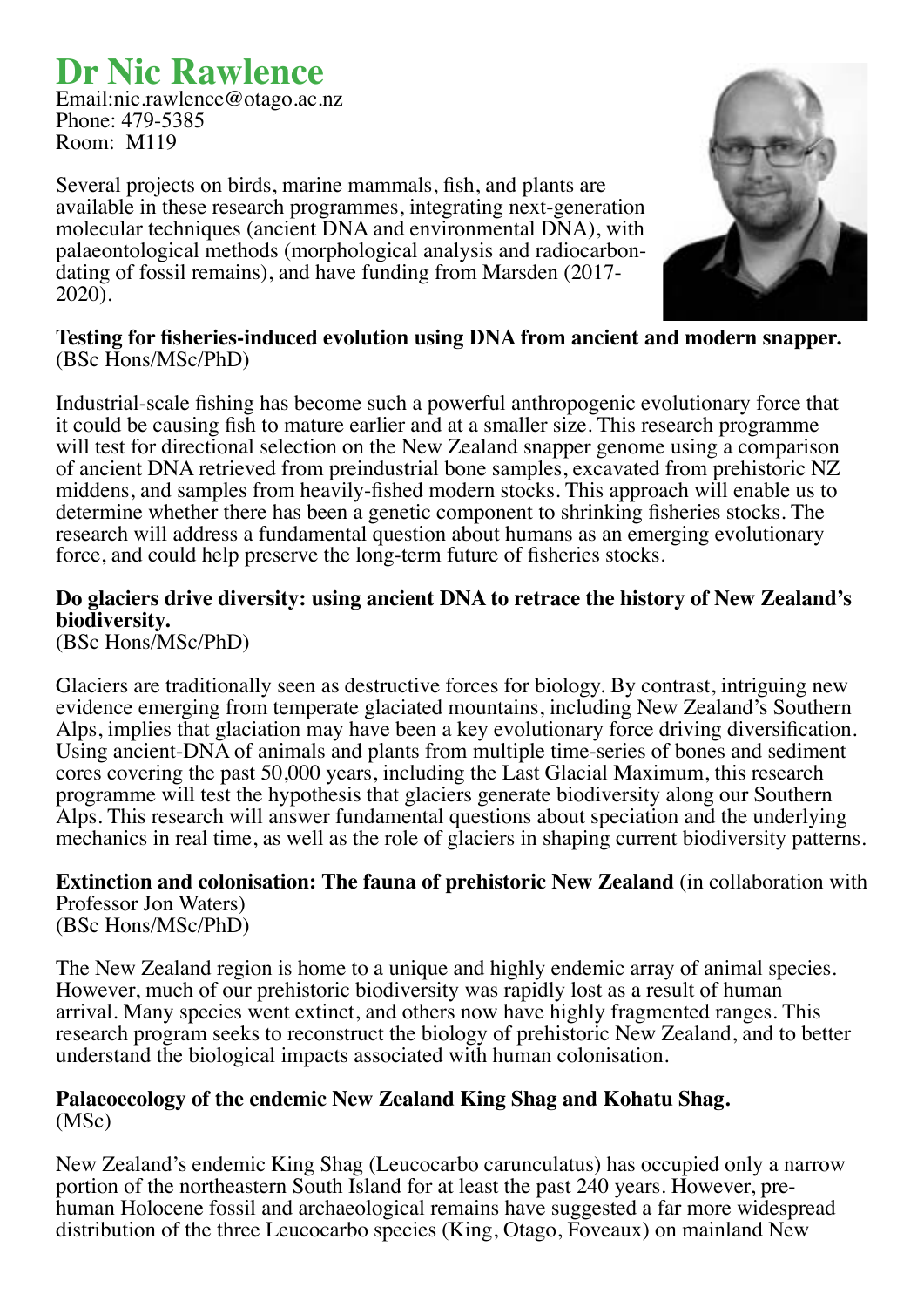# Dr Nic Rawlence

Email:nic.rawlence@otago.ac.nz
Phone: 479-5385
Room: M119

Several projects on birds, marine mammals, fish, and plants are available in these research programmes, integrating next-generation molecular techniques (ancient DNA and environmental DNA), with palaeontological methods (morphological analysis and radiocarbon-dating of fossil remains), and have funding from Marsden (2017-2020).

**Testing for fisheries-induced evolution using DNA from ancient and modern snapper.**
(BSc Hons/MSc/PhD)

Industrial-scale fishing has become such a powerful anthropogenic evolutionary force that it could be causing fish to mature earlier and at a smaller size. This research programme will test for directional selection on the New Zealand snapper genome using a comparison of ancient DNA retrieved from preindustrial bone samples, excavated from prehistoric NZ middens, and samples from heavily-fished modern stocks. This approach will enable us to determine whether there has been a genetic component to shrinking fisheries stocks. The research will address a fundamental question about humans as an emerging evolutionary force, and could help preserve the long-term future of fisheries stocks.

**Do glaciers drive diversity: using ancient DNA to retrace the history of New Zealand's biodiversity.**
(BSc Hons/MSc/PhD)

Glaciers are traditionally seen as destructive forces for biology. By contrast, intriguing new evidence emerging from temperate glaciated mountains, including New Zealand's Southern Alps, implies that glaciation may have been a key evolutionary force driving diversification. Using ancient-DNA of animals and plants from multiple time-series of bones and sediment cores covering the past 50,000 years, including the Last Glacial Maximum, this research programme will test the hypothesis that glaciers generate biodiversity along our Southern Alps. This research will answer fundamental questions about speciation and the underlying mechanics in real time, as well as the role of glaciers in shaping current biodiversity patterns.

**Extinction and colonisation: The fauna of prehistoric New Zealand** (in collaboration with Professor Jon Waters)
(BSc Hons/MSc/PhD)

The New Zealand region is home to a unique and highly endemic array of animal species. However, much of our prehistoric biodiversity was rapidly lost as a result of human arrival. Many species went extinct, and others now have highly fragmented ranges. This research program seeks to reconstruct the biology of prehistoric New Zealand, and to better understand the biological impacts associated with human colonisation.

**Palaeoecology of the endemic New Zealand King Shag and Kohatu Shag.**
(MSc)

New Zealand's endemic King Shag (Leucocarbo carunculatus) has occupied only a narrow portion of the northeastern South Island for at least the past 240 years. However, pre-human Holocene fossil and archaeological remains have suggested a far more widespread distribution of the three Leucocarbo species (King, Otago, Foveaux) on mainland New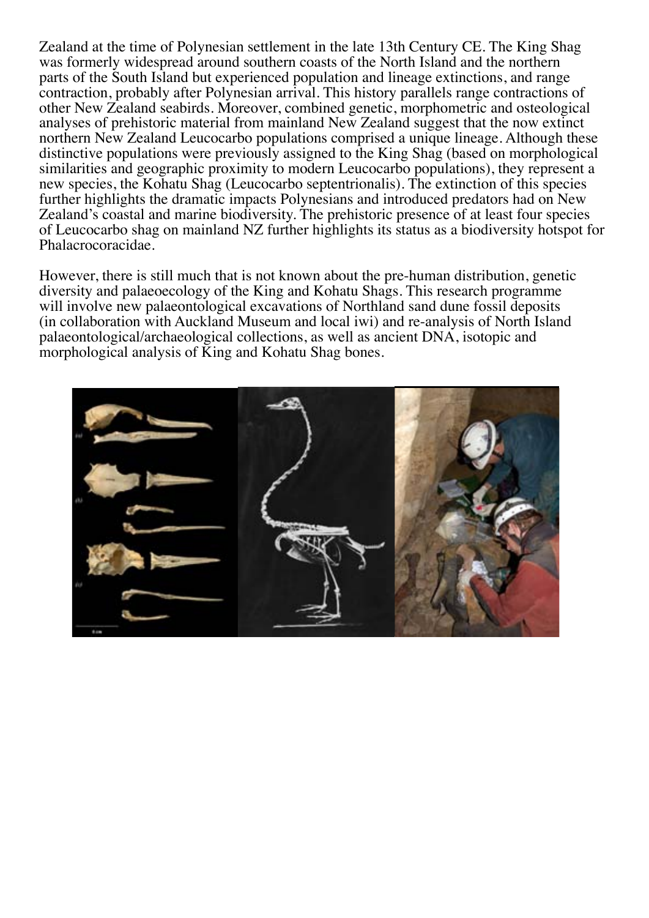Zealand at the time of Polynesian settlement in the late 13th Century CE. The King Shag was formerly widespread around southern coasts of the North Island and the northern parts of the South Island but experienced population and lineage extinctions, and range contraction, probably after Polynesian arrival. This history parallels range contractions of other New Zealand seabirds. Moreover, combined genetic, morphometric and osteological analyses of prehistoric material from mainland New Zealand suggest that the now extinct northern New Zealand Leucocarbo populations comprised a unique lineage. Although these distinctive populations were previously assigned to the King Shag (based on morphological similarities and geographic proximity to modern Leucocarbo populations), they represent a new species, the Kohatu Shag (Leucocarbo septentrionalis). The extinction of this species further highlights the dramatic impacts Polynesians and introduced predators had on New Zealand's coastal and marine biodiversity. The prehistoric presence of at least four species of Leucocarbo shag on mainland NZ further highlights its status as a biodiversity hotspot for Phalacrocoracidae.

However, there is still much that is not known about the pre-human distribution, genetic diversity and palaeoecology of the King and Kohatu Shags. This research programme will involve new palaeontological excavations of Northland sand dune fossil deposits (in collaboration with Auckland Museum and local iwi) and re-analysis of North Island palaeontological/archaeological collections, as well as ancient DNA, isotopic and morphological analysis of King and Kohatu Shag bones.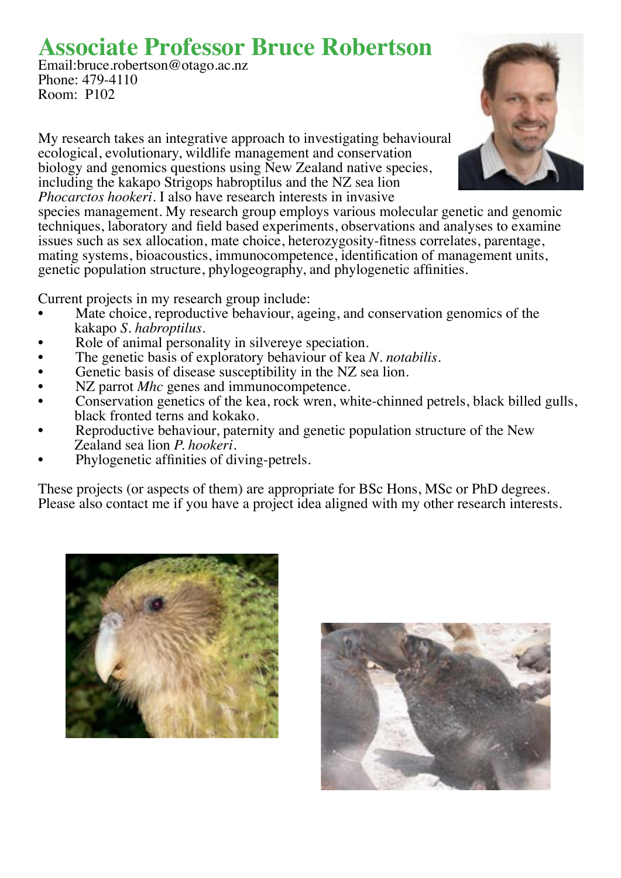# Associate Professor Bruce Robertson

Email:bruce.robertson@otago.ac.nz
Phone: 479-4110
Room: P102

My research takes an integrative approach to investigating behavioural ecological, evolutionary, wildlife management and conservation biology and genomics questions using New Zealand native species, including the kakapo Strigops habroptilus and the NZ sea lion *Phocarctos hookeri*. I also have research interests in invasive species management. My research group employs various molecular genetic and genomic techniques, laboratory and field based experiments, observations and analyses to examine issues such as sex allocation, mate choice, heterozygosity-fitness correlates, parentage, mating systems, bioacoustics, immunocompetence, identification of management units, genetic population structure, phylogeography, and phylogenetic affinities.

Current projects in my research group include:

- Mate choice, reproductive behaviour, ageing, and conservation genomics of the kakapo *S. habroptilus*.
- Role of animal personality in silvereye speciation.
- The genetic basis of exploratory behaviour of kea *N. notabilis*.
- Genetic basis of disease susceptibility in the NZ sea lion.
- NZ parrot *Mhc* genes and immunocompetence.
- Conservation genetics of the kea, rock wren, white-chinned petrels, black billed gulls, black fronted terns and kokako.
- Reproductive behaviour, paternity and genetic population structure of the New Zealand sea lion *P. hookeri*.
- Phylogenetic affinities of diving-petrels.

These projects (or aspects of them) are appropriate for BSc Hons, MSc or PhD degrees. Please also contact me if you have a project idea aligned with my other research interests.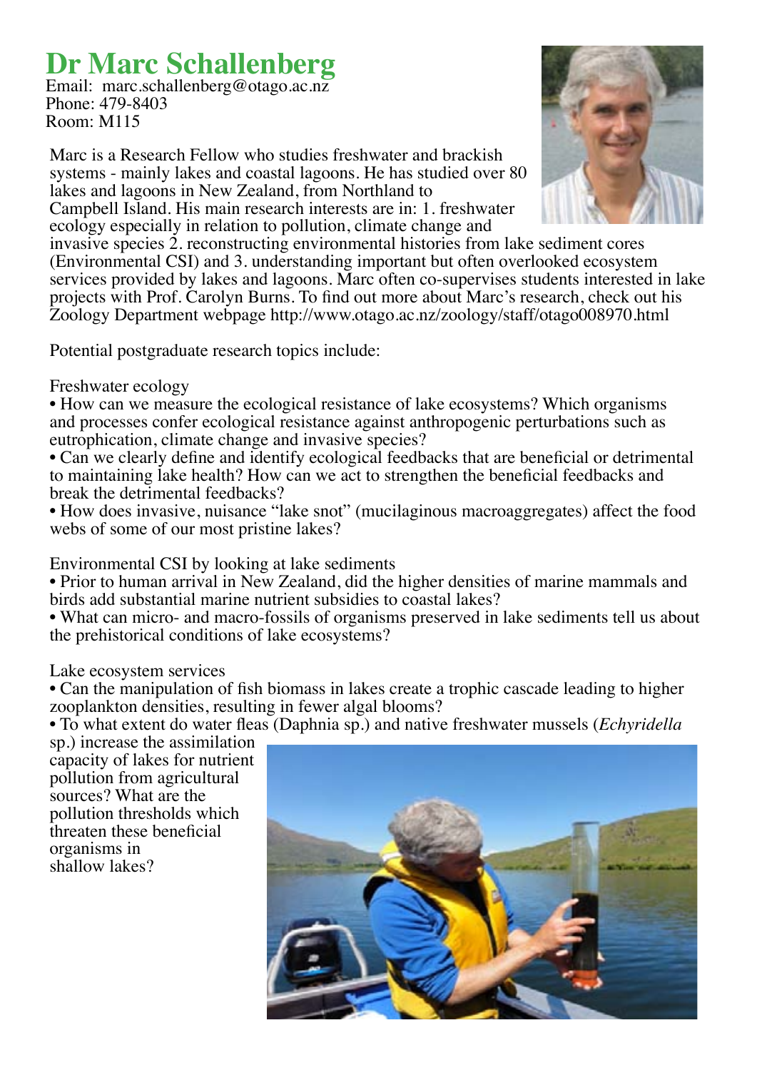# Dr Marc Schallenberg

Email: marc.schallenberg@otago.ac.nz
Phone: 479-8403
Room: M115

Marc is a Research Fellow who studies freshwater and brackish systems - mainly lakes and coastal lagoons. He has studied over 80 lakes and lagoons in New Zealand, from Northland to Campbell Island. His main research interests are in: 1. freshwater ecology especially in relation to pollution, climate change and invasive species 2. reconstructing environmental histories from lake sediment cores (Environmental CSI) and 3. understanding important but often overlooked ecosystem services provided by lakes and lagoons. Marc often co-supervises students interested in lake projects with Prof. Carolyn Burns. To find out more about Marc's research, check out his Zoology Department webpage http://www.otago.ac.nz/zoology/staff/otago008970.html

Potential postgraduate research topics include:

Freshwater ecology

- How can we measure the ecological resistance of lake ecosystems? Which organisms and processes confer ecological resistance against anthropogenic perturbations such as eutrophication, climate change and invasive species?
- Can we clearly define and identify ecological feedbacks that are beneficial or detrimental to maintaining lake health? How can we act to strengthen the beneficial feedbacks and break the detrimental feedbacks?
- How does invasive, nuisance "lake snot" (mucilaginous macroaggregates) affect the food webs of some of our most pristine lakes?

Environmental CSI by looking at lake sediments

- Prior to human arrival in New Zealand, did the higher densities of marine mammals and birds add substantial marine nutrient subsidies to coastal lakes?
- What can micro- and macro-fossils of organisms preserved in lake sediments tell us about the prehistorical conditions of lake ecosystems?

Lake ecosystem services

- Can the manipulation of fish biomass in lakes create a trophic cascade leading to higher zooplankton densities, resulting in fewer algal blooms?
- To what extent do water fleas (Daphnia sp.) and native freshwater mussels (*Echyridella* sp.) increase the assimilation capacity of lakes for nutrient pollution from agricultural sources? What are the pollution thresholds which threaten these beneficial organisms in shallow lakes?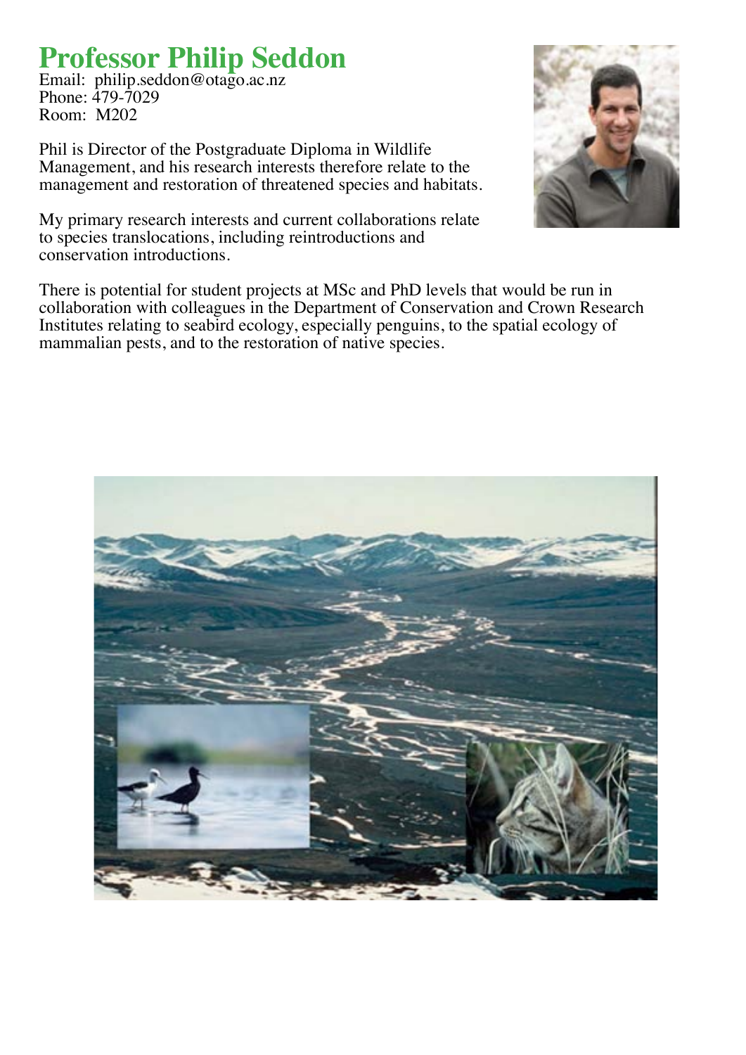# Professor Philip Seddon

Email: philip.seddon@otago.ac.nz
Phone: 479-7029
Room: M202

Phil is Director of the Postgraduate Diploma in Wildlife Management, and his research interests therefore relate to the management and restoration of threatened species and habitats.

My primary research interests and current collaborations relate to species translocations, including reintroductions and conservation introductions.

There is potential for student projects at MSc and PhD levels that would be run in collaboration with colleagues in the Department of Conservation and Crown Research Institutes relating to seabird ecology, especially penguins, to the spatial ecology of mammalian pests, and to the restoration of native species.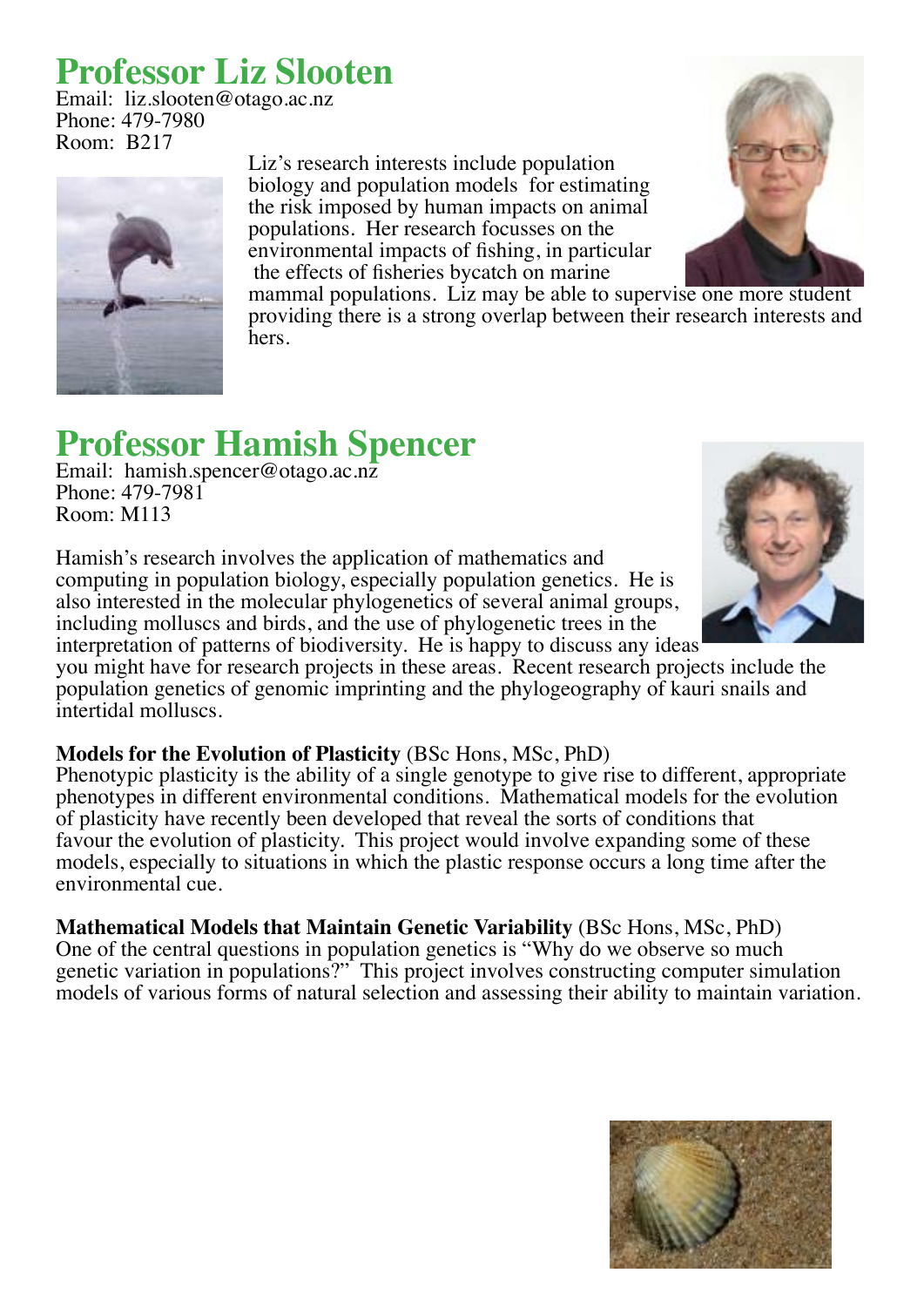# Professor Liz Slooten

Email: liz.slooten@otago.ac.nz
Phone: 479-7980
Room: B217

Liz's research interests include population biology and population models for estimating the risk imposed by human impacts on animal populations. Her research focusses on the environmental impacts of fishing, in particular the effects of fisheries bycatch on marine mammal populations. Liz may be able to supervise one more student providing there is a strong overlap between their research interests and hers.

# Professor Hamish Spencer

Email: hamish.spencer@otago.ac.nz
Phone: 479-7981
Room: M113

Hamish's research involves the application of mathematics and computing in population biology, especially population genetics. He is also interested in the molecular phylogenetics of several animal groups, including molluscs and birds, and the use of phylogenetic trees in the interpretation of patterns of biodiversity. He is happy to discuss any ideas you might have for research projects in these areas. Recent research projects include the population genetics of genomic imprinting and the phylogeography of kauri snails and intertidal molluscs.

**Models for the Evolution of Plasticity** (BSc Hons, MSc, PhD)
Phenotypic plasticity is the ability of a single genotype to give rise to different, appropriate phenotypes in different environmental conditions. Mathematical models for the evolution of plasticity have recently been developed that reveal the sorts of conditions that favour the evolution of plasticity. This project would involve expanding some of these models, especially to situations in which the plastic response occurs a long time after the environmental cue.

**Mathematical Models that Maintain Genetic Variability** (BSc Hons, MSc, PhD)
One of the central questions in population genetics is "Why do we observe so much genetic variation in populations?" This project involves constructing computer simulation models of various forms of natural selection and assessing their ability to maintain variation.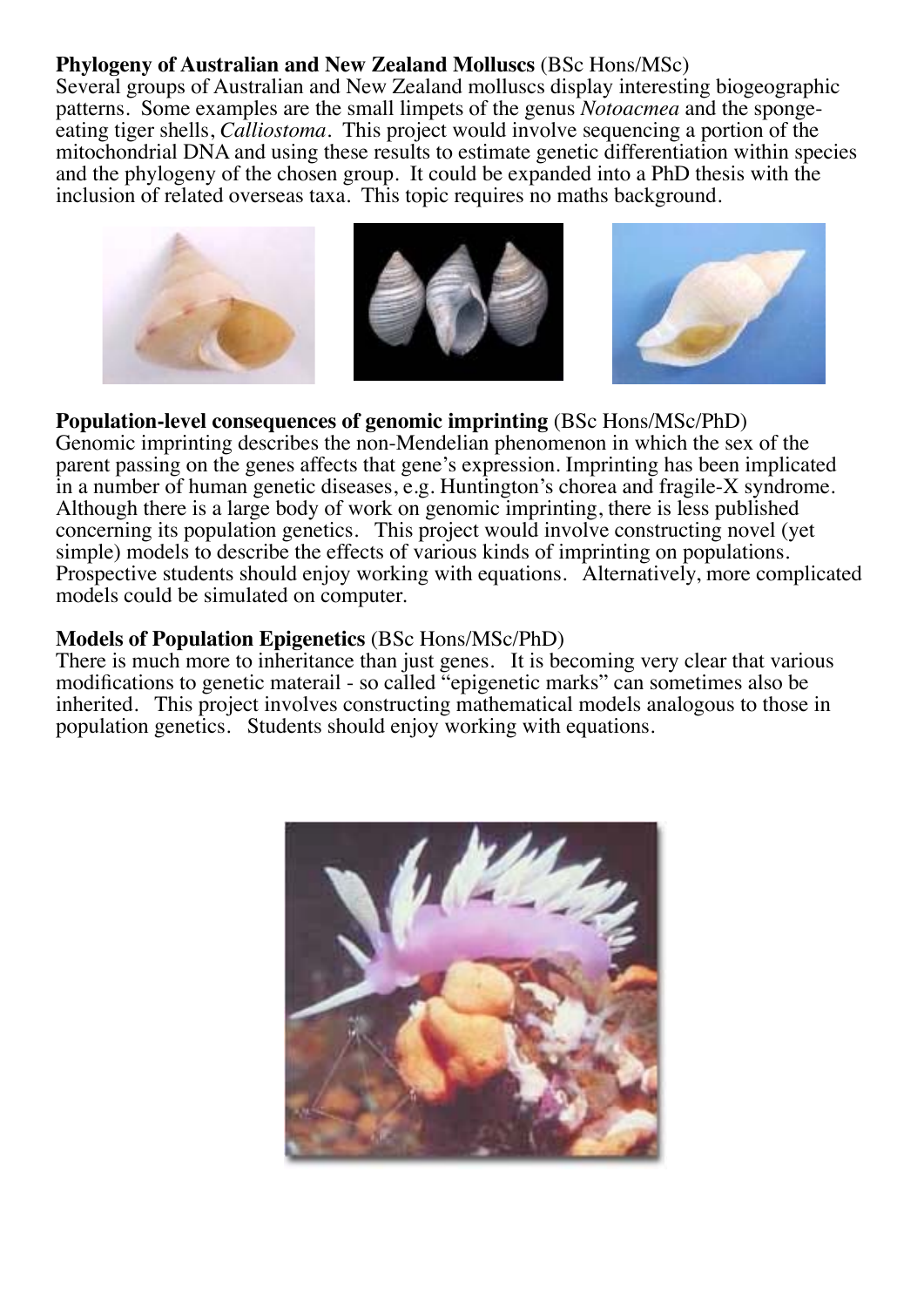**Phylogeny of Australian and New Zealand Molluscs** (BSc Hons/MSc)
Several groups of Australian and New Zealand molluscs display interesting biogeographic patterns. Some examples are the small limpets of the genus *Notoacmea* and the sponge-eating tiger shells, *Calliostoma*. This project would involve sequencing a portion of the mitochondrial DNA and using these results to estimate genetic differentiation within species and the phylogeny of the chosen group. It could be expanded into a PhD thesis with the inclusion of related overseas taxa. This topic requires no maths background.

**Population-level consequences of genomic imprinting** (BSc Hons/MSc/PhD)
Genomic imprinting describes the non-Mendelian phenomenon in which the sex of the parent passing on the genes affects that gene's expression. Imprinting has been implicated in a number of human genetic diseases, e.g. Huntington's chorea and fragile-X syndrome. Although there is a large body of work on genomic imprinting, there is less published concerning its population genetics. This project would involve constructing novel (yet simple) models to describe the effects of various kinds of imprinting on populations. Prospective students should enjoy working with equations. Alternatively, more complicated models could be simulated on computer.

**Models of Population Epigenetics** (BSc Hons/MSc/PhD)
There is much more to inheritance than just genes. It is becoming very clear that various modifications to genetic materail - so called "epigenetic marks" can sometimes also be inherited. This project involves constructing mathematical models analogous to those in population genetics. Students should enjoy working with equations.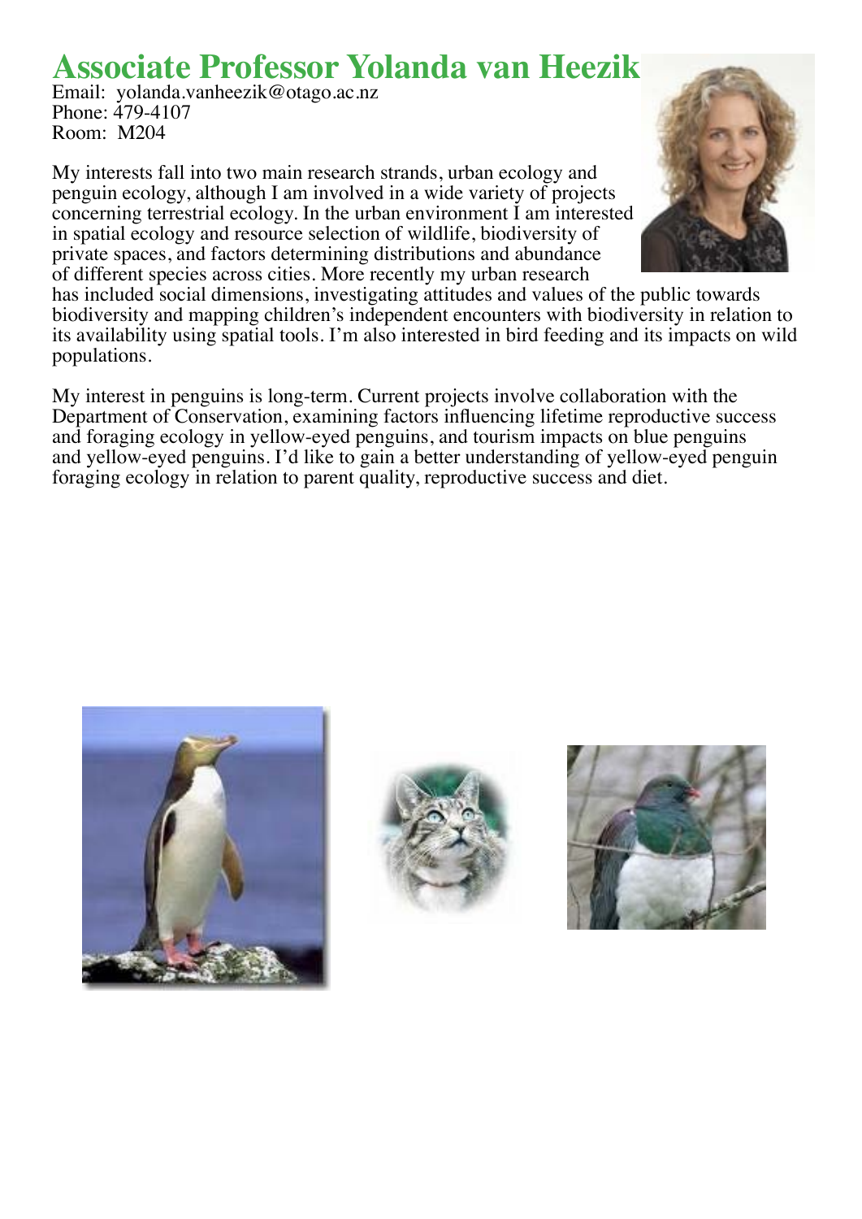# Associate Professor Yolanda van Heezik

Email: yolanda.vanheezik@otago.ac.nz
Phone: 479-4107
Room: M204

My interests fall into two main research strands, urban ecology and penguin ecology, although I am involved in a wide variety of projects concerning terrestrial ecology. In the urban environment I am interested in spatial ecology and resource selection of wildlife, biodiversity of private spaces, and factors determining distributions and abundance of different species across cities. More recently my urban research has included social dimensions, investigating attitudes and values of the public towards biodiversity and mapping children's independent encounters with biodiversity in relation to its availability using spatial tools. I'm also interested in bird feeding and its impacts on wild populations.

My interest in penguins is long-term. Current projects involve collaboration with the Department of Conservation, examining factors influencing lifetime reproductive success and foraging ecology in yellow-eyed penguins, and tourism impacts on blue penguins and yellow-eyed penguins. I'd like to gain a better understanding of yellow-eyed penguin foraging ecology in relation to parent quality, reproductive success and diet.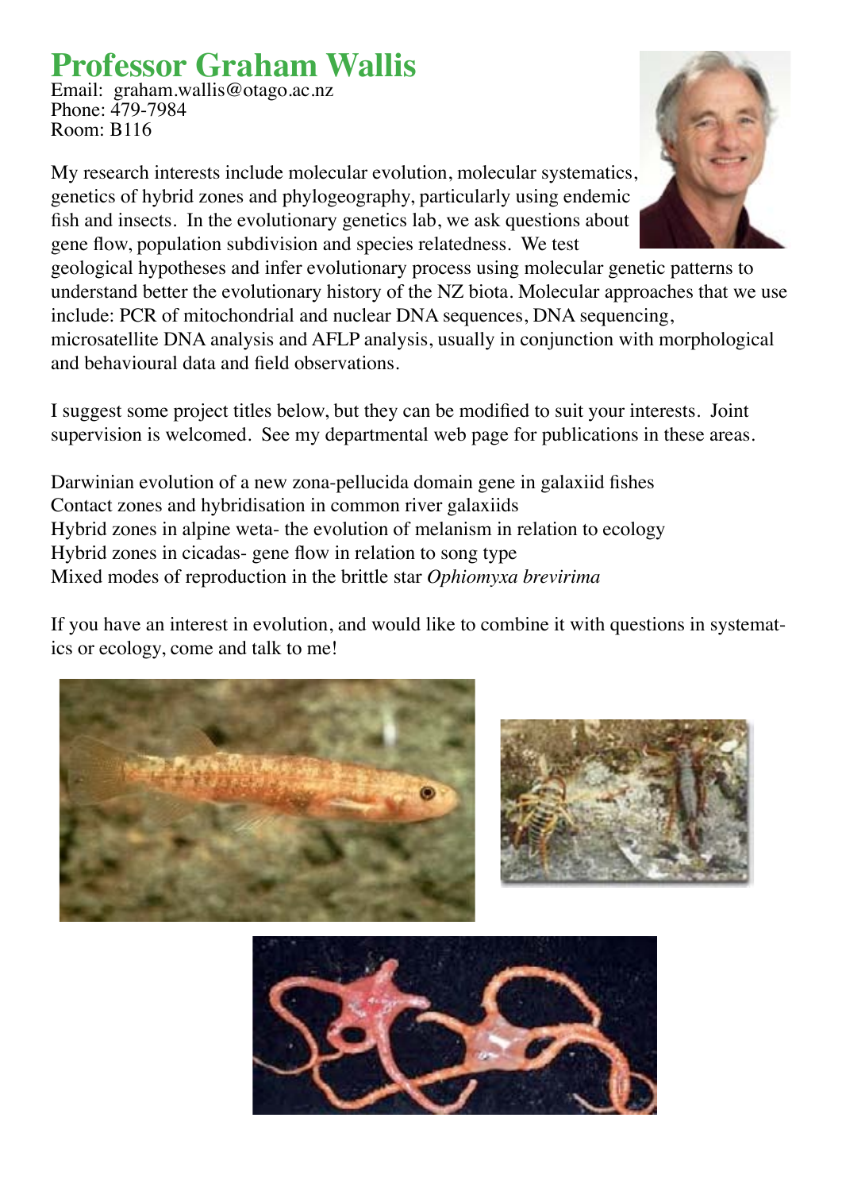# Professor Graham Wallis

Email: graham.wallis@otago.ac.nz
Phone: 479-7984
Room: B116

My research interests include molecular evolution, molecular systematics, genetics of hybrid zones and phylogeography, particularly using endemic fish and insects. In the evolutionary genetics lab, we ask questions about gene flow, population subdivision and species relatedness. We test geological hypotheses and infer evolutionary process using molecular genetic patterns to understand better the evolutionary history of the NZ biota. Molecular approaches that we use include: PCR of mitochondrial and nuclear DNA sequences, DNA sequencing, microsatellite DNA analysis and AFLP analysis, usually in conjunction with morphological and behavioural data and field observations.

I suggest some project titles below, but they can be modified to suit your interests. Joint supervision is welcomed. See my departmental web page for publications in these areas.

Darwinian evolution of a new zona-pellucida domain gene in galaxiid fishes
Contact zones and hybridisation in common river galaxiids
Hybrid zones in alpine weta- the evolution of melanism in relation to ecology
Hybrid zones in cicadas- gene flow in relation to song type
Mixed modes of reproduction in the brittle star *Ophiomyxa brevirima*

If you have an interest in evolution, and would like to combine it with questions in systematics or ecology, come and talk to me!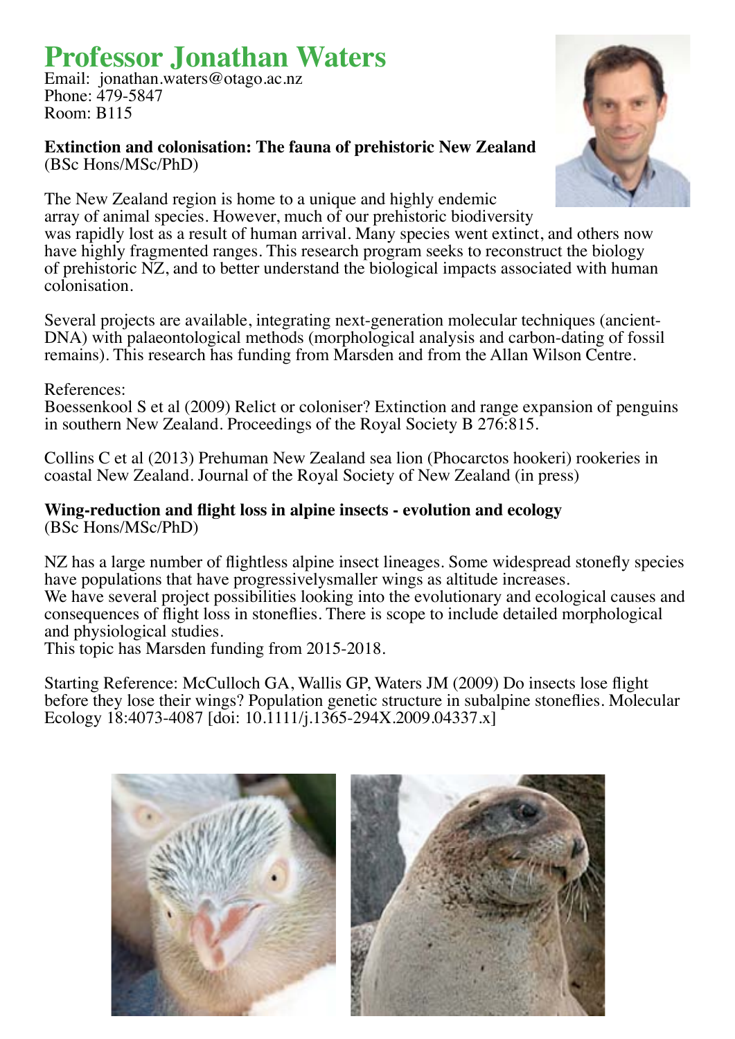# Professor Jonathan Waters

Email: jonathan.waters@otago.ac.nz
Phone: 479-5847
Room: B115

**Extinction and colonisation: The fauna of prehistoric New Zealand**
(BSc Hons/MSc/PhD)

The New Zealand region is home to a unique and highly endemic array of animal species. However, much of our prehistoric biodiversity was rapidly lost as a result of human arrival. Many species went extinct, and others now have highly fragmented ranges. This research program seeks to reconstruct the biology of prehistoric NZ, and to better understand the biological impacts associated with human colonisation.

Several projects are available, integrating next-generation molecular techniques (ancient-DNA) with palaeontological methods (morphological analysis and carbon-dating of fossil remains). This research has funding from Marsden and from the Allan Wilson Centre.

References:
Boessenkool S et al (2009) Relict or coloniser? Extinction and range expansion of penguins in southern New Zealand. Proceedings of the Royal Society B 276:815.

Collins C et al (2013) Prehuman New Zealand sea lion (Phocarctos hookeri) rookeries in coastal New Zealand. Journal of the Royal Society of New Zealand (in press)

**Wing-reduction and flight loss in alpine insects - evolution and ecology**
(BSc Hons/MSc/PhD)

NZ has a large number of flightless alpine insect lineages. Some widespread stonefly species have populations that have progressivelysmaller wings as altitude increases.
We have several project possibilities looking into the evolutionary and ecological causes and consequences of flight loss in stoneflies. There is scope to include detailed morphological and physiological studies.
This topic has Marsden funding from 2015-2018.

Starting Reference: McCulloch GA, Wallis GP, Waters JM (2009) Do insects lose flight before they lose their wings? Population genetic structure in subalpine stoneflies. Molecular Ecology 18:4073-4087 [doi: 10.1111/j.1365-294X.2009.04337.x]